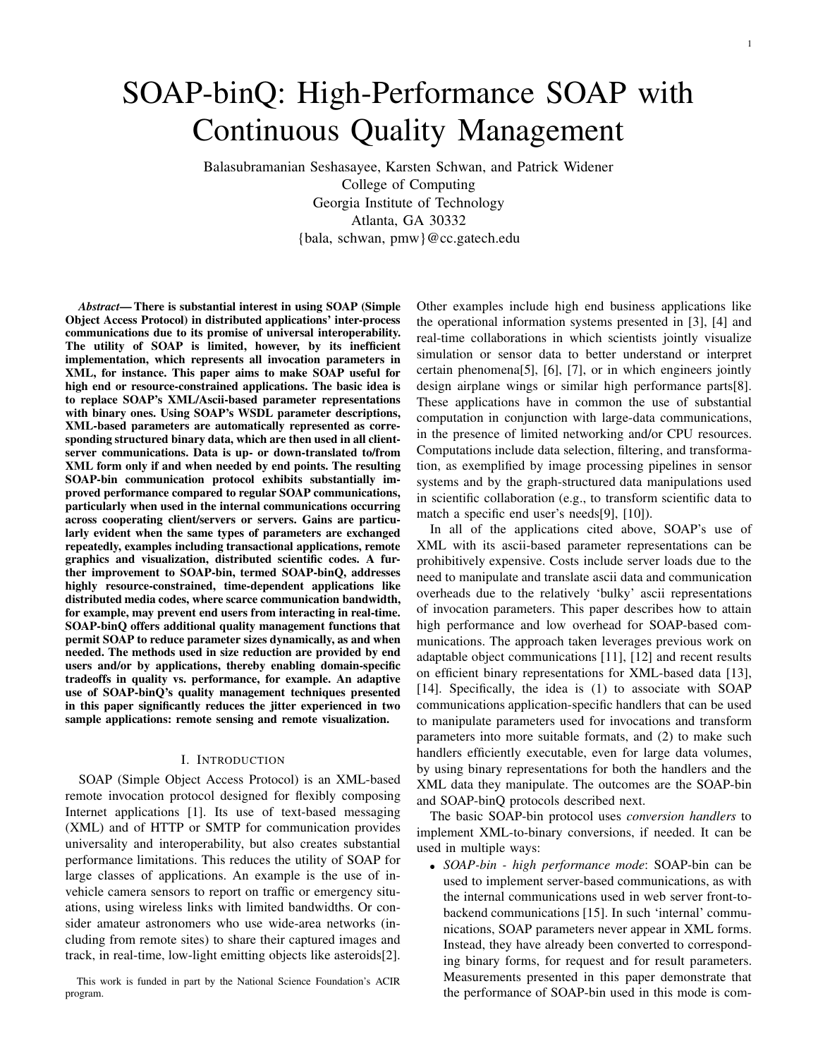# SOAP-binQ: High-Performance SOAP with Continuous Quality Management

Balasubramanian Seshasayee, Karsten Schwan, and Patrick Widener
College of Computing
Georgia Institute of Technology
Atlanta, GA 30332
{bala, schwan, pmw}@cc.gatech.edu

***Abstract*— There is substantial interest in using SOAP (Simple Object Access Protocol) in distributed applications' inter-process communications due to its promise of universal interoperability. The utility of SOAP is limited, however, by its inefficient implementation, which represents all invocation parameters in XML, for instance. This paper aims to make SOAP useful for high end or resource-constrained applications. The basic idea is to replace SOAP's XML/Ascii-based parameter representations with binary ones. Using SOAP's WSDL parameter descriptions, XML-based parameters are automatically represented as corresponding structured binary data, which are then used in all client-server communications. Data is up- or down-translated to/from XML form only if and when needed by end points. The resulting SOAP-bin communication protocol exhibits substantially improved performance compared to regular SOAP communications, particularly when used in the internal communications occurring across cooperating client/servers or servers. Gains are particularly evident when the same types of parameters are exchanged repeatedly, examples including transactional applications, remote graphics and visualization, distributed scientific codes. A further improvement to SOAP-bin, termed SOAP-binQ, addresses highly resource-constrained, time-dependent applications like distributed media codes, where scarce communication bandwidth, for example, may prevent end users from interacting in real-time. SOAP-binQ offers additional quality management functions that permit SOAP to reduce parameter sizes dynamically, as and when needed. The methods used in size reduction are provided by end users and/or by applications, thereby enabling domain-specific tradeoffs in quality vs. performance, for example. An adaptive use of SOAP-binQ's quality management techniques presented in this paper significantly reduces the jitter experienced in two sample applications: remote sensing and remote visualization.**

## I. Introduction

SOAP (Simple Object Access Protocol) is an XML-based remote invocation protocol designed for flexibly composing Internet applications [1]. Its use of text-based messaging (XML) and of HTTP or SMTP for communication provides universality and interoperability, but also creates substantial performance limitations. This reduces the utility of SOAP for large classes of applications. An example is the use of in-vehicle camera sensors to report on traffic or emergency situations, using wireless links with limited bandwidths. Or consider amateur astronomers who use wide-area networks (including from remote sites) to share their captured images and track, in real-time, low-light emitting objects like asteroids[2].

This work is funded in part by the National Science Foundation's ACIR program.

Other examples include high end business applications like the operational information systems presented in [3], [4] and real-time collaborations in which scientists jointly visualize simulation or sensor data to better understand or interpret certain phenomena[5], [6], [7], or in which engineers jointly design airplane wings or similar high performance parts[8]. These applications have in common the use of substantial computation in conjunction with large-data communications, in the presence of limited networking and/or CPU resources. Computations include data selection, filtering, and transformation, as exemplified by image processing pipelines in sensor systems and by the graph-structured data manipulations used in scientific collaboration (e.g., to transform scientific data to match a specific end user's needs[9], [10]).

In all of the applications cited above, SOAP's use of XML with its ascii-based parameter representations can be prohibitively expensive. Costs include server loads due to the need to manipulate and translate ascii data and communication overheads due to the relatively 'bulky' ascii representations of invocation parameters. This paper describes how to attain high performance and low overhead for SOAP-based communications. The approach taken leverages previous work on adaptable object communications [11], [12] and recent results on efficient binary representations for XML-based data [13], [14]. Specifically, the idea is (1) to associate with SOAP communications application-specific handlers that can be used to manipulate parameters used for invocations and transform parameters into more suitable formats, and (2) to make such handlers efficiently executable, even for large data volumes, by using binary representations for both the handlers and the XML data they manipulate. The outcomes are the SOAP-bin and SOAP-binQ protocols described next.

The basic SOAP-bin protocol uses *conversion handlers* to implement XML-to-binary conversions, if needed. It can be used in multiple ways:

- *SOAP-bin - high performance mode*: SOAP-bin can be used to implement server-based communications, as with the internal communications used in web server front-to-backend communications [15]. In such 'internal' communications, SOAP parameters never appear in XML forms. Instead, they have already been converted to corresponding binary forms, for request and for result parameters. Measurements presented in this paper demonstrate that the performance of SOAP-bin used in this mode is com-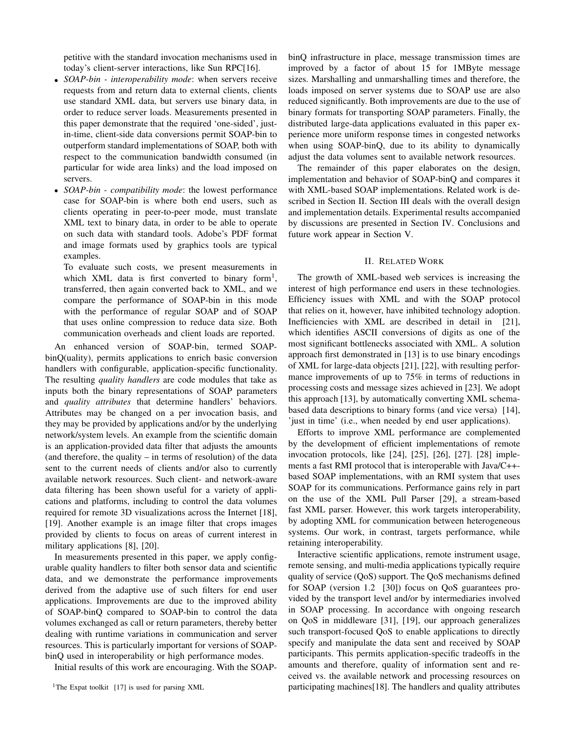petitive with the standard invocation mechanisms used in today's client-server interactions, like Sun RPC[16].

- *SOAP-bin - interoperability mode*: when servers receive requests from and return data to external clients, clients use standard XML data, but servers use binary data, in order to reduce server loads. Measurements presented in this paper demonstrate that the required 'one-sided', just-in-time, client-side data conversions permit SOAP-bin to outperform standard implementations of SOAP, both with respect to the communication bandwidth consumed (in particular for wide area links) and the load imposed on servers.
- *SOAP-bin - compatibility mode*: the lowest performance case for SOAP-bin is where both end users, such as clients operating in peer-to-peer mode, must translate XML text to binary data, in order to be able to operate on such data with standard tools. Adobe's PDF format and image formats used by graphics tools are typical examples.

  To evaluate such costs, we present measurements in which XML data is first converted to binary form[1], transferred, then again converted back to XML, and we compare the performance of SOAP-bin in this mode with the performance of regular SOAP and of SOAP that uses online compression to reduce data size. Both communication overheads and client loads are reported.

An enhanced version of SOAP-bin, termed SOAP-binQ(uality), permits applications to enrich basic conversion handlers with configurable, application-specific functionality. The resulting *quality handlers* are code modules that take as inputs both the binary representations of SOAP parameters and *quality attributes* that determine handlers' behaviors. Attributes may be changed on a per invocation basis, and they may be provided by applications and/or by the underlying network/system levels. An example from the scientific domain is an application-provided data filter that adjusts the amounts (and therefore, the quality – in terms of resolution) of the data sent to the current needs of clients and/or also to currently available network resources. Such client- and network-aware data filtering has been shown useful for a variety of applications and platforms, including to control the data volumes required for remote 3D visualizations across the Internet [18], [19]. Another example is an image filter that crops images provided by clients to focus on areas of current interest in military applications [8], [20].

In measurements presented in this paper, we apply configurable quality handlers to filter both sensor data and scientific data, and we demonstrate the performance improvements derived from the adaptive use of such filters for end user applications. Improvements are due to the improved ability of SOAP-binQ compared to SOAP-bin to control the data volumes exchanged as call or return parameters, thereby better dealing with runtime variations in communication and server resources. This is particularly important for versions of SOAP-binQ used in interoperability or high performance modes.

Initial results of this work are encouraging. With the SOAP-binQ infrastructure in place, message transmission times are improved by a factor of about 15 for 1MByte message sizes. Marshalling and unmarshalling times and therefore, the loads imposed on server systems due to SOAP use are also reduced significantly. Both improvements are due to the use of binary formats for transporting SOAP parameters. Finally, the distributed large-data applications evaluated in this paper experience more uniform response times in congested networks when using SOAP-binQ, due to its ability to dynamically adjust the data volumes sent to available network resources.

The remainder of this paper elaborates on the design, implementation and behavior of SOAP-binQ and compares it with XML-based SOAP implementations. Related work is described in Section II. Section III deals with the overall design and implementation details. Experimental results accompanied by discussions are presented in Section IV. Conclusions and future work appear in Section V.

## II. Related Work

The growth of XML-based web services is increasing the interest of high performance end users in these technologies. Efficiency issues with XML and with the SOAP protocol that relies on it, however, have inhibited technology adoption. Inefficiencies with XML are described in detail in [21], which identifies ASCII conversions of digits as one of the most significant bottlenecks associated with XML. A solution approach first demonstrated in [13] is to use binary encodings of XML for large-data objects [21], [22], with resulting performance improvements of up to 75% in terms of reductions in processing costs and message sizes achieved in [23]. We adopt this approach [13], by automatically converting XML schema-based data descriptions to binary forms (and vice versa) [14], 'just in time' (i.e., when needed by end user applications).

Efforts to improve XML performance are complemented by the development of efficient implementations of remote invocation protocols, like [24], [25], [26], [27]. [28] implements a fast RMI protocol that is interoperable with Java/C++-based SOAP implementations, with an RMI system that uses SOAP for its communications. Performance gains rely in part on the use of the XML Pull Parser [29], a stream-based fast XML parser. However, this work targets interoperability, by adopting XML for communication between heterogeneous systems. Our work, in contrast, targets performance, while retaining interoperability.

Interactive scientific applications, remote instrument usage, remote sensing, and multi-media applications typically require quality of service (QoS) support. The QoS mechanisms defined for SOAP (version 1.2 [30]) focus on QoS guarantees provided by the transport level and/or by intermediaries involved in SOAP processing. In accordance with ongoing research on QoS in middleware [31], [19], our approach generalizes such transport-focused QoS to enable applications to directly specify and manipulate the data sent and received by SOAP participants. This permits application-specific tradeoffs in the amounts and therefore, quality of information sent and received vs. the available network and processing resources on participating machines[18]. The handlers and quality attributes

[1] The Expat toolkit [17] is used for parsing XML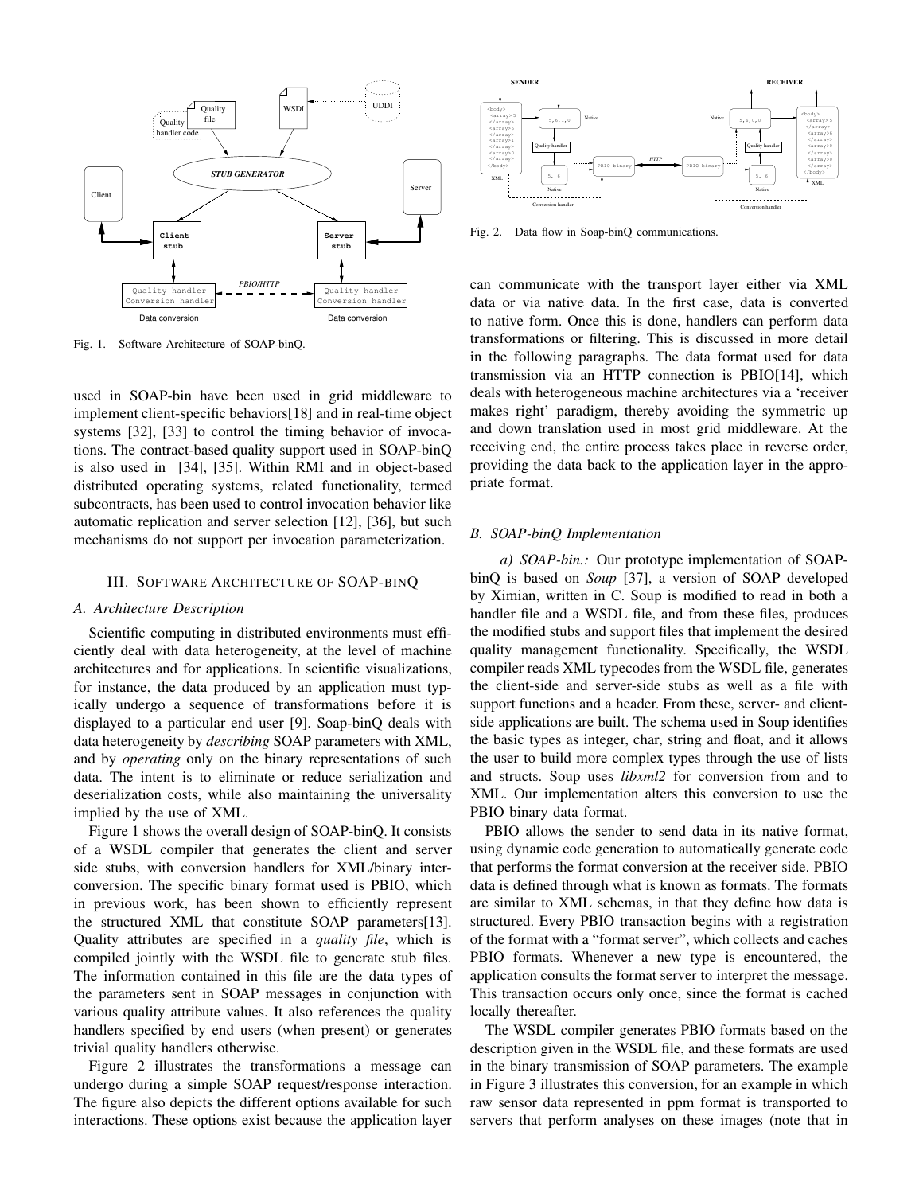Fig. 1. Software Architecture of SOAP-binQ.

used in SOAP-bin have been used in grid middleware to implement client-specific behaviors[18] and in real-time object systems [32], [33] to control the timing behavior of invocations. The contract-based quality support used in SOAP-binQ is also used in [34], [35]. Within RMI and in object-based distributed operating systems, related functionality, termed subcontracts, has been used to control invocation behavior like automatic replication and server selection [12], [36], but such mechanisms do not support per invocation parameterization.

## III. Software Architecture of SOAP-binQ

### A. Architecture Description

Scientific computing in distributed environments must efficiently deal with data heterogeneity, at the level of machine architectures and for applications. In scientific visualizations, for instance, the data produced by an application must typically undergo a sequence of transformations before it is displayed to a particular end user [9]. Soap-binQ deals with data heterogeneity by *describing* SOAP parameters with XML, and by *operating* only on the binary representations of such data. The intent is to eliminate or reduce serialization and deserialization costs, while also maintaining the universality implied by the use of XML.

Figure 1 shows the overall design of SOAP-binQ. It consists of a WSDL compiler that generates the client and server side stubs, with conversion handlers for XML/binary interconversion. The specific binary format used is PBIO, which in previous work, has been shown to efficiently represent the structured XML that constitute SOAP parameters[13]. Quality attributes are specified in a *quality file*, which is compiled jointly with the WSDL file to generate stub files. The information contained in this file are the data types of the parameters sent in SOAP messages in conjunction with various quality attribute values. It also references the quality handlers specified by end users (when present) or generates trivial quality handlers otherwise.

Figure 2 illustrates the transformations a message can undergo during a simple SOAP request/response interaction. The figure also depicts the different options available for such interactions. These options exist because the application layer can communicate with the transport layer either via XML data or via native data. In the first case, data is converted to native form. Once this is done, handlers can perform data transformations or filtering. This is discussed in more detail in the following paragraphs. The data format used for data transmission via an HTTP connection is PBIO[14], which deals with heterogeneous machine architectures via a 'receiver makes right' paradigm, thereby avoiding the symmetric up and down translation used in most grid middleware. At the receiving end, the entire process takes place in reverse order, providing the data back to the application layer in the appropriate format.

Fig. 2. Data flow in Soap-binQ communications.

### B. SOAP-binQ Implementation

*a) SOAP-bin.:* Our prototype implementation of SOAP-binQ is based on *Soup* [37], a version of SOAP developed by Ximian, written in C. Soup is modified to read in both a handler file and a WSDL file, and from these files, produces the modified stubs and support files that implement the desired quality management functionality. Specifically, the WSDL compiler reads XML typecodes from the WSDL file, generates the client-side and server-side stubs as well as a file with support functions and a header. From these, server- and client-side applications are built. The schema used in Soup identifies the basic types as integer, char, string and float, and it allows the user to build more complex types through the use of lists and structs. Soup uses *libxml2* for conversion from and to XML. Our implementation alters this conversion to use the PBIO binary data format.

PBIO allows the sender to send data in its native format, using dynamic code generation to automatically generate code that performs the format conversion at the receiver side. PBIO data is defined through what is known as formats. The formats are similar to XML schemas, in that they define how data is structured. Every PBIO transaction begins with a registration of the format with a "format server", which collects and caches PBIO formats. Whenever a new type is encountered, the application consults the format server to interpret the message. This transaction occurs only once, since the format is cached locally thereafter.

The WSDL compiler generates PBIO formats based on the description given in the WSDL file, and these formats are used in the binary transmission of SOAP parameters. The example in Figure 3 illustrates this conversion, for an example in which raw sensor data represented in ppm format is transported to servers that perform analyses on these images (note that in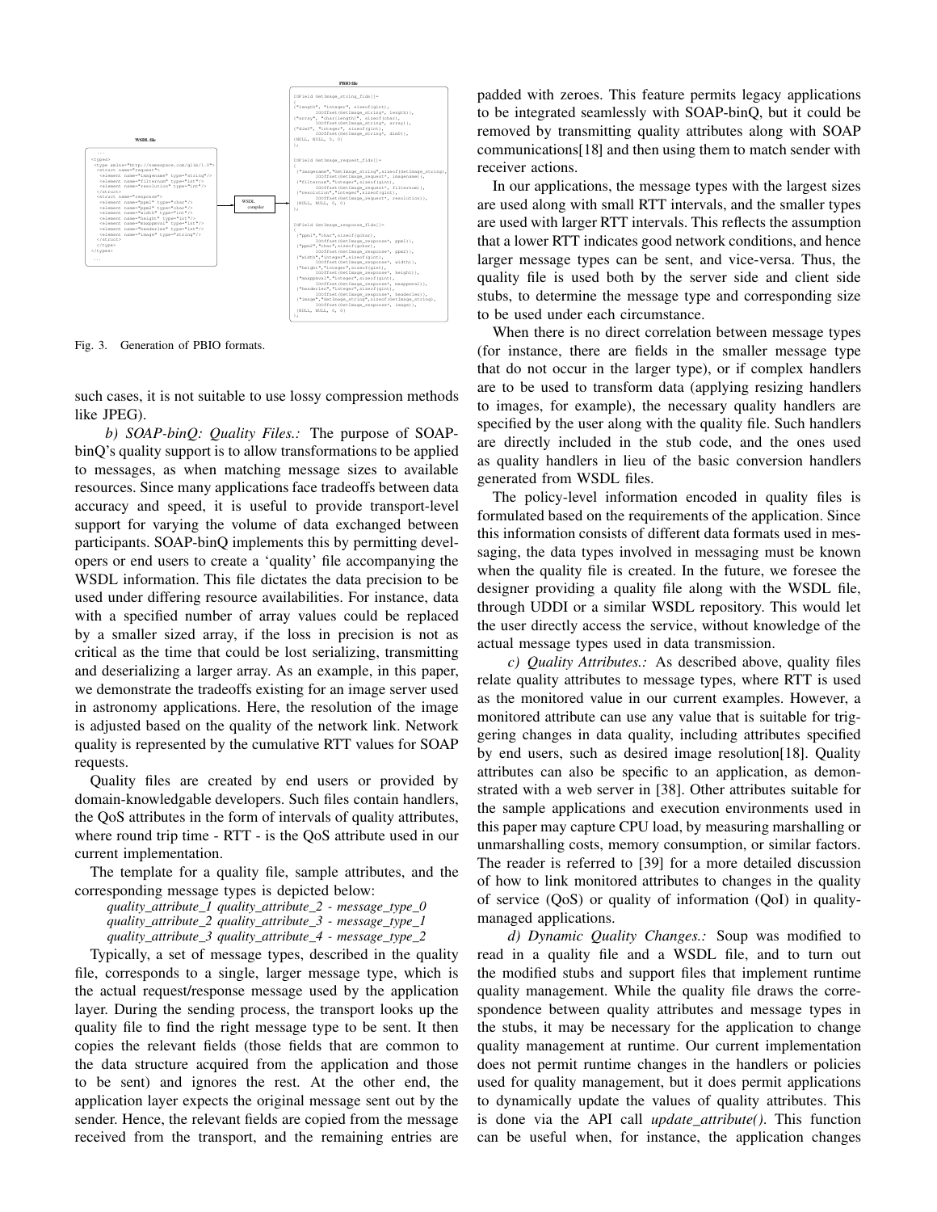WSDL file

```
...
<types>
 <type xmlns="http://namespace.com/glib/1.0">
  <struct name="request">
   <element name="imagename" type="string"/>
   <element name="filternum" type="int"/>
   <element name="resolution" type="int"/>
  </struct>
  <struct name="response">
   <element name="ppm1" type="char"/>
   <element name="ppm2" type="char"/>
   <element name="width" type="int"/>
   <element name="height" type="int"/>
   <element name="maxppmval" type="int"/>
   <element name="headerlen" type="int"/>
   <element name="image" type="string"/>
  </struct>
 </type>
</types>
...
```

WSDL compiler

PBIO file

```
IOField GetImage_string_flds[]=
{
{"length", "integer", sizeof(gint),
       IOOffset(GetImage_string*, length)},
{"array", "char[length]", sizeof(char),
       IOOffset(GetImage_string*, array)},
{"dimS", "integer", sizeof(gint),
       IOOffset(GetImage_string*, dimS)},
{NULL, NULL, 0, 0}
};

IOField GetImage_request_flds[]=
{
 {"imagename","GetImage_string",sizeof(GetImage_string),
       IOOffset(GetImage_request*, imagename)},
 {"filternum","integer",sizeof(gint),
       IOOffset(GetImage_request*, filternum)},
 {"resolution","integer",sizeof(gint),
       IOOffset(GetImage_request*, resolution)},
 {NULL, NULL, 0, 0}
};

IOField GetImage_response_flds[]=
{
 {"ppm1","char",sizeof(gchar),
       IOOffset(GetImage_response*, ppm1)},
 {"ppm2","char",sizeof(gchar),
       IOOffset(GetImage_response*, ppm2)},
 {"width","integer",sizeof(gint),
       IOOffset(GetImage_response*, width)},
 {"height","integer",sizeof(gint),
       IOOffset(GetImage_response*, height)},
 {"maxppmval","integer",sizeof(gint),
       IOOffset(GetImage_response*, maxppmval)},
 {"headerlen","integer",sizeof(gint),
       IOOffset(GetImage_response*, headerlen)},
 {"image","GetImage_string",sizeof(GetImage_string),
       IOOffset(GetImage_response*, image)},
 {NULL, NULL, 0, 0}
};
```

Fig. 3. Generation of PBIO formats.

such cases, it is not suitable to use lossy compression methods like JPEG).

*b) SOAP-binQ: Quality Files.:* The purpose of SOAP-binQ's quality support is to allow transformations to be applied to messages, as when matching message sizes to available resources. Since many applications face tradeoffs between data accuracy and speed, it is useful to provide transport-level support for varying the volume of data exchanged between participants. SOAP-binQ implements this by permitting developers or end users to create a 'quality' file accompanying the WSDL information. This file dictates the data precision to be used under differing resource availabilities. For instance, data with a specified number of array values could be replaced by a smaller sized array, if the loss in precision is not as critical as the time that could be lost serializing, transmitting and deserializing a larger array. As an example, in this paper, we demonstrate the tradeoffs existing for an image server used in astronomy applications. Here, the resolution of the image is adjusted based on the quality of the network link. Network quality is represented by the cumulative RTT values for SOAP requests.

Quality files are created by end users or provided by domain-knowledgable developers. Such files contain handlers, the QoS attributes in the form of intervals of quality attributes, where round trip time - RTT - is the QoS attribute used in our current implementation.

The template for a quality file, sample attributes, and the corresponding message types is depicted below:

*quality_attribute_1 quality_attribute_2 - message_type_0*
*quality_attribute_2 quality_attribute_3 - message_type_1*
*quality_attribute_3 quality_attribute_4 - message_type_2*

Typically, a set of message types, described in the quality file, corresponds to a single, larger message type, which is the actual request/response message used by the application layer. During the sending process, the transport looks up the quality file to find the right message type to be sent. It then copies the relevant fields (those fields that are common to the data structure acquired from the application and those to be sent) and ignores the rest. At the other end, the application layer expects the original message sent out by the sender. Hence, the relevant fields are copied from the message received from the transport, and the remaining entries are padded with zeroes. This feature permits legacy applications to be integrated seamlessly with SOAP-binQ, but it could be removed by transmitting quality attributes along with SOAP communications[18] and then using them to match sender with receiver actions.

In our applications, the message types with the largest sizes are used along with small RTT intervals, and the smaller types are used with larger RTT intervals. This reflects the assumption that a lower RTT indicates good network conditions, and hence larger message types can be sent, and vice-versa. Thus, the quality file is used both by the server side and client side stubs, to determine the message type and corresponding size to be used under each circumstance.

When there is no direct correlation between message types (for instance, there are fields in the smaller message type that do not occur in the larger type), or if complex handlers are to be used to transform data (applying resizing handlers to images, for example), the necessary quality handlers are specified by the user along with the quality file. Such handlers are directly included in the stub code, and the ones used as quality handlers in lieu of the basic conversion handlers generated from WSDL files.

The policy-level information encoded in quality files is formulated based on the requirements of the application. Since this information consists of different data formats used in messaging, the data types involved in messaging must be known when the quality file is created. In the future, we foresee the designer providing a quality file along with the WSDL file, through UDDI or a similar WSDL repository. This would let the user directly access the service, without knowledge of the actual message types used in data transmission.

*c) Quality Attributes.:* As described above, quality files relate quality attributes to message types, where RTT is used as the monitored value in our current examples. However, a monitored attribute can use any value that is suitable for triggering changes in data quality, including attributes specified by end users, such as desired image resolution[18]. Quality attributes can also be specific to an application, as demonstrated with a web server in [38]. Other attributes suitable for the sample applications and execution environments used in this paper may capture CPU load, by measuring marshalling or unmarshalling costs, memory consumption, or similar factors. The reader is referred to [39] for a more detailed discussion of how to link monitored attributes to changes in the quality of service (QoS) or quality of information (QoI) in quality-managed applications.

*d) Dynamic Quality Changes.:* Soup was modified to read in a quality file and a WSDL file, and to turn out the modified stubs and support files that implement runtime quality management. While the quality file draws the correspondence between quality attributes and message types in the stubs, it may be necessary for the application to change quality management at runtime. Our current implementation does not permit runtime changes in the handlers or policies used for quality management, but it does permit applications to dynamically update the values of quality attributes. This is done via the API call *update_attribute()*. This function can be useful when, for instance, the application changes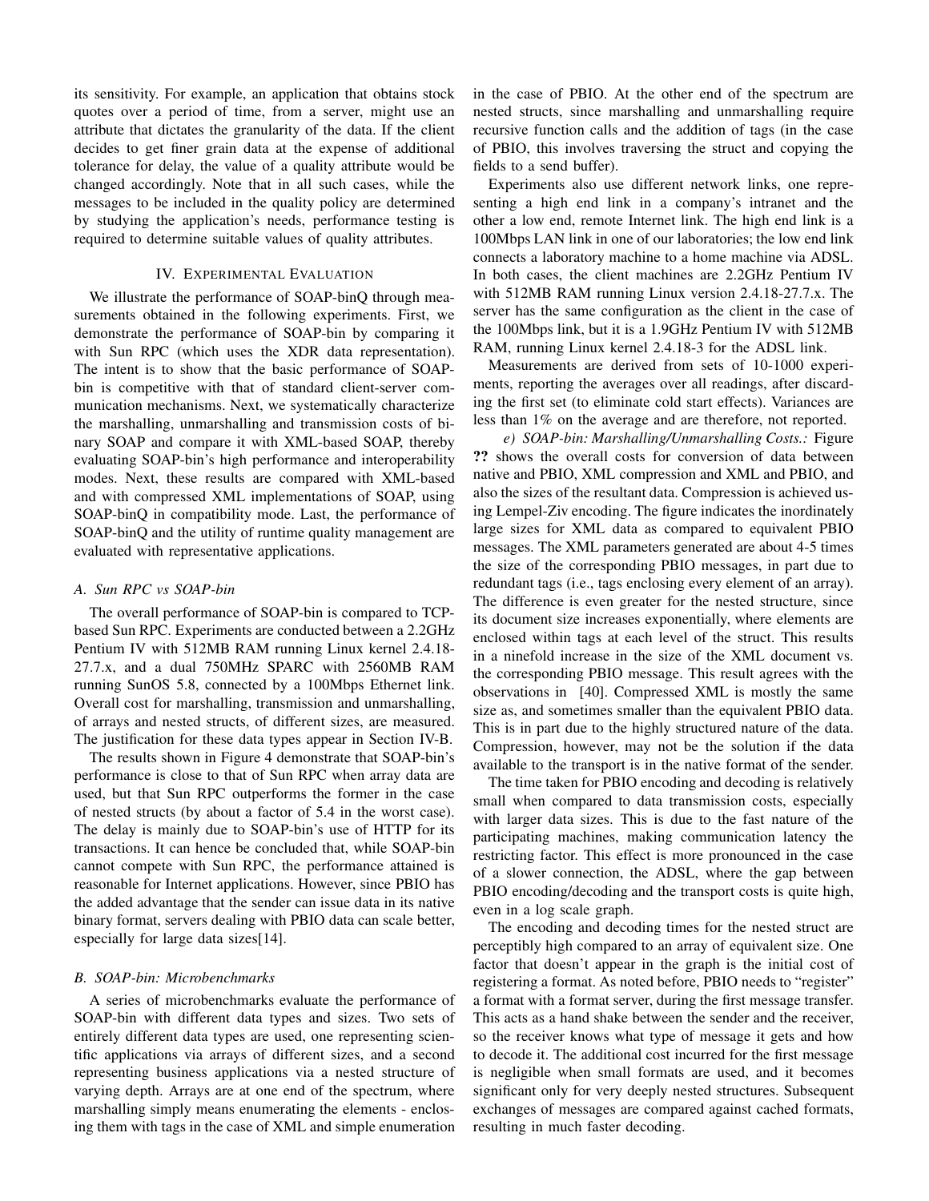its sensitivity. For example, an application that obtains stock quotes over a period of time, from a server, might use an attribute that dictates the granularity of the data. If the client decides to get finer grain data at the expense of additional tolerance for delay, the value of a quality attribute would be changed accordingly. Note that in all such cases, while the messages to be included in the quality policy are determined by studying the application's needs, performance testing is required to determine suitable values of quality attributes.

## IV. Experimental Evaluation

We illustrate the performance of SOAP-binQ through measurements obtained in the following experiments. First, we demonstrate the performance of SOAP-bin by comparing it with Sun RPC (which uses the XDR data representation). The intent is to show that the basic performance of SOAP-bin is competitive with that of standard client-server communication mechanisms. Next, we systematically characterize the marshalling, unmarshalling and transmission costs of binary SOAP and compare it with XML-based SOAP, thereby evaluating SOAP-bin's high performance and interoperability modes. Next, these results are compared with XML-based and with compressed XML implementations of SOAP, using SOAP-binQ in compatibility mode. Last, the performance of SOAP-binQ and the utility of runtime quality management are evaluated with representative applications.

### A. Sun RPC vs SOAP-bin

The overall performance of SOAP-bin is compared to TCP-based Sun RPC. Experiments are conducted between a 2.2GHz Pentium IV with 512MB RAM running Linux kernel 2.4.18-27.7.x, and a dual 750MHz SPARC with 2560MB RAM running SunOS 5.8, connected by a 100Mbps Ethernet link. Overall cost for marshalling, transmission and unmarshalling, of arrays and nested structs, of different sizes, are measured. The justification for these data types appear in Section IV-B.

The results shown in Figure 4 demonstrate that SOAP-bin's performance is close to that of Sun RPC when array data are used, but that Sun RPC outperforms the former in the case of nested structs (by about a factor of 5.4 in the worst case). The delay is mainly due to SOAP-bin's use of HTTP for its transactions. It can hence be concluded that, while SOAP-bin cannot compete with Sun RPC, the performance attained is reasonable for Internet applications. However, since PBIO has the added advantage that the sender can issue data in its native binary format, servers dealing with PBIO data can scale better, especially for large data sizes[14].

### B. SOAP-bin: Microbenchmarks

A series of microbenchmarks evaluate the performance of SOAP-bin with different data types and sizes. Two sets of entirely different data types are used, one representing scientific applications via arrays of different sizes, and a second representing business applications via a nested structure of varying depth. Arrays are at one end of the spectrum, where marshalling simply means enumerating the elements - enclosing them with tags in the case of XML and simple enumeration in the case of PBIO. At the other end of the spectrum are nested structs, since marshalling and unmarshalling require recursive function calls and the addition of tags (in the case of PBIO, this involves traversing the struct and copying the fields to a send buffer).

Experiments also use different network links, one representing a high end link in a company's intranet and the other a low end, remote Internet link. The high end link is a 100Mbps LAN link in one of our laboratories; the low end link connects a laboratory machine to a home machine via ADSL. In both cases, the client machines are 2.2GHz Pentium IV with 512MB RAM running Linux version 2.4.18-27.7.x. The server has the same configuration as the client in the case of the 100Mbps link, but it is a 1.9GHz Pentium IV with 512MB RAM, running Linux kernel 2.4.18-3 for the ADSL link.

Measurements are derived from sets of 10-1000 experiments, reporting the averages over all readings, after discarding the first set (to eliminate cold start effects). Variances are less than 1% on the average and are therefore, not reported.

*e) SOAP-bin: Marshalling/Unmarshalling Costs.:* Figure **??** shows the overall costs for conversion of data between native and PBIO, XML compression and XML and PBIO, and also the sizes of the resultant data. Compression is achieved using Lempel-Ziv encoding. The figure indicates the inordinately large sizes for XML data as compared to equivalent PBIO messages. The XML parameters generated are about 4-5 times the size of the corresponding PBIO messages, in part due to redundant tags (i.e., tags enclosing every element of an array). The difference is even greater for the nested structure, since its document size increases exponentially, where elements are enclosed within tags at each level of the struct. This results in a ninefold increase in the size of the XML document vs. the corresponding PBIO message. This result agrees with the observations in [40]. Compressed XML is mostly the same size as, and sometimes smaller than the equivalent PBIO data. This is in part due to the highly structured nature of the data. Compression, however, may not be the solution if the data available to the transport is in the native format of the sender.

The time taken for PBIO encoding and decoding is relatively small when compared to data transmission costs, especially with larger data sizes. This is due to the fast nature of the participating machines, making communication latency the restricting factor. This effect is more pronounced in the case of a slower connection, the ADSL, where the gap between PBIO encoding/decoding and the transport costs is quite high, even in a log scale graph.

The encoding and decoding times for the nested struct are perceptibly high compared to an array of equivalent size. One factor that doesn't appear in the graph is the initial cost of registering a format. As noted before, PBIO needs to "register" a format with a format server, during the first message transfer. This acts as a hand shake between the sender and the receiver, so the receiver knows what type of message it gets and how to decode it. The additional cost incurred for the first message is negligible when small formats are used, and it becomes significant only for very deeply nested structures. Subsequent exchanges of messages are compared against cached formats, resulting in much faster decoding.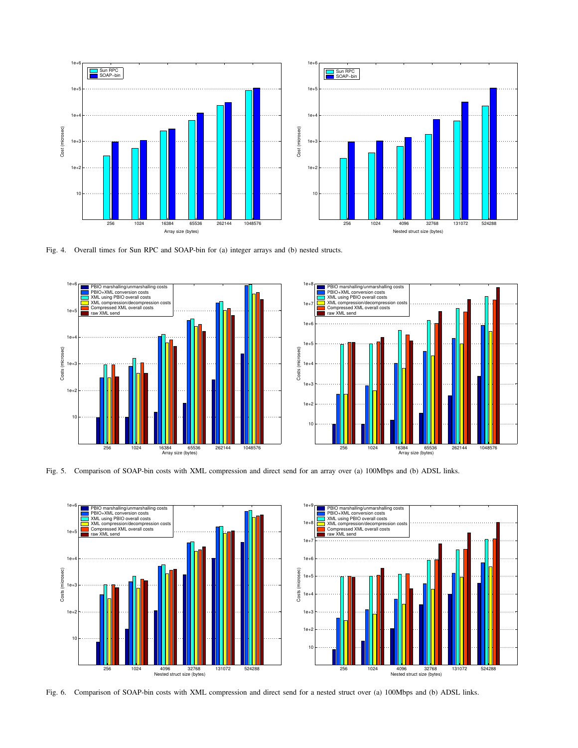1e+6
1e+5
1e+4
1e+3
1e+2
10
Cost (microsec)
Sun RPC
SOAP–bin
256 1024 16384 65536 262144 1048576
Array size (bytes)

1e+6
1e+5
1e+4
1e+3
1e+2
10
Cost (microsec)
Sun RPC
SOAP–bin
256 1024 4096 32768 131072 524288
Nested struct size (bytes)

Fig. 4. Overall times for Sun RPC and SOAP-bin for (a) integer arrays and (b) nested structs.

1e+6
1e+5
1e+4
1e+3
1e+2
10
Costs (microsec)
PBIO marshalling/unmarshalling costs
PBIO+XML conversion costs
XML using PBIO overall costs
XML compression/decompression costs
Compressed XML overall costs
raw XML send
256 1024 16384 65536 262144 1048576
Array size (bytes)

1e+8
1e+7
1e+6
1e+5
1e+4
1e+3
1e+2
10
Costs (microsec)
PBIO marshalling/unmarshalling costs
PBIO+XML conversion costs
XML using PBIO overall costs
XML compression/decompression costs
Compressed XML overall costs
raw XML send
256 1024 16384 65536 262144 1048576
Array size (bytes)

Fig. 5. Comparison of SOAP-bin costs with XML compression and direct send for an array over (a) 100Mbps and (b) ADSL links.

1e+6
1e+5
1e+4
1e+3
1e+2
10
Costs (microsec)
PBIO marshalling/unmarshalling costs
PBIO+XML conversion costs
XML using PBIO overall costs
XML compression/decompression costs
Compressed XML overall costs
raw XML send
256 1024 4096 32768 131072 524288
Nested struct size (bytes)

1e+9
1e+8
1e+7
1e+6
1e+5
1e+4
1e+3
1e+2
10
Costs (microsec)
PBIO marshalling/unmarshalling costs
PBIO+XML conversion costs
XML using PBIO overall costs
XML compression/decompression costs
Compressed XML overall costs
raw XML send
256 1024 4096 32768 131072 524288
Nested struct size (bytes)

Fig. 6. Comparison of SOAP-bin costs with XML compression and direct send for a nested struct over (a) 100Mbps and (b) ADSL links.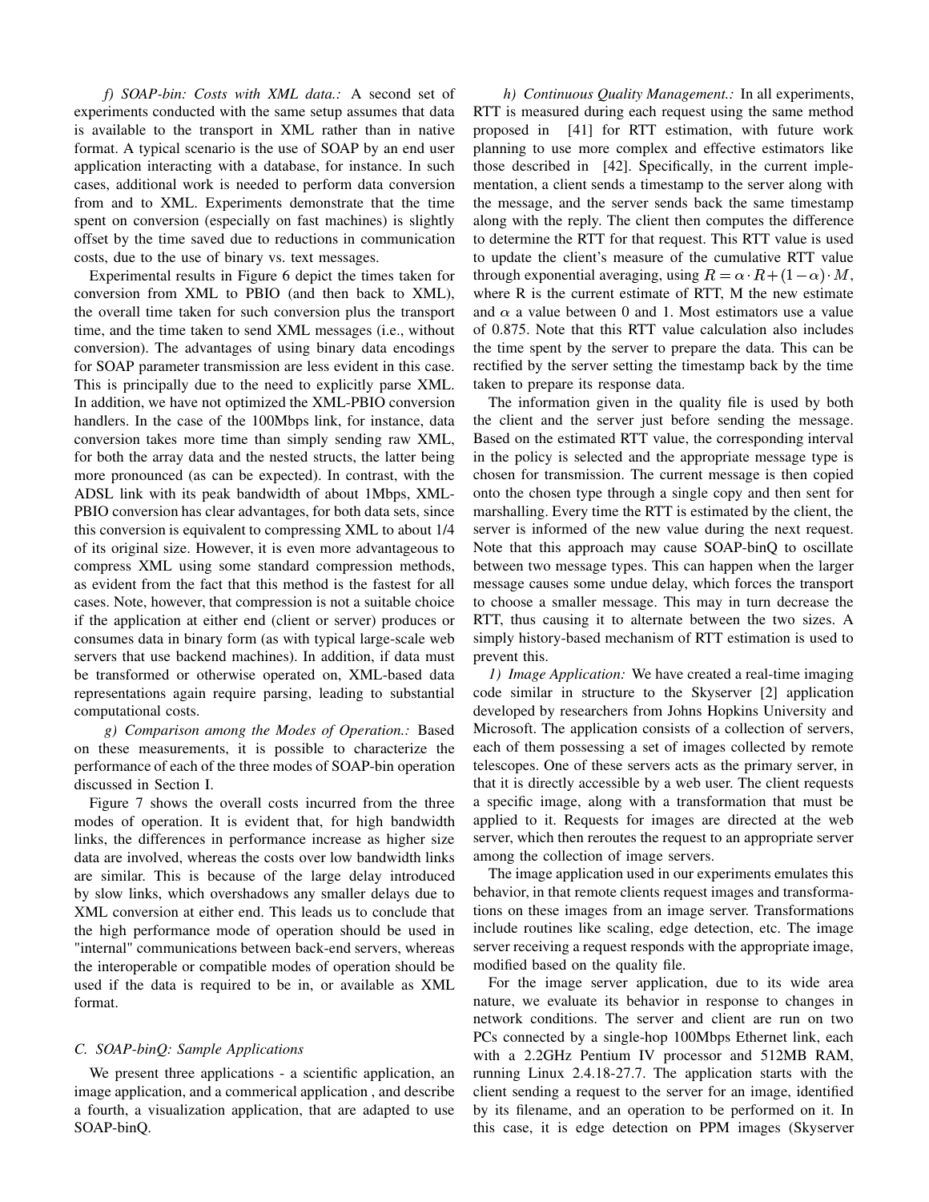*f) SOAP-bin: Costs with XML data.:* A second set of experiments conducted with the same setup assumes that data is available to the transport in XML rather than in native format. A typical scenario is the use of SOAP by an end user application interacting with a database, for instance. In such cases, additional work is needed to perform data conversion from and to XML. Experiments demonstrate that the time spent on conversion (especially on fast machines) is slightly offset by the time saved due to reductions in communication costs, due to the use of binary vs. text messages.

Experimental results in Figure 6 depict the times taken for conversion from XML to PBIO (and then back to XML), the overall time taken for such conversion plus the transport time, and the time taken to send XML messages (i.e., without conversion). The advantages of using binary data encodings for SOAP parameter transmission are less evident in this case. This is principally due to the need to explicitly parse XML. In addition, we have not optimized the XML-PBIO conversion handlers. In the case of the 100Mbps link, for instance, data conversion takes more time than simply sending raw XML, for both the array data and the nested structs, the latter being more pronounced (as can be expected). In contrast, with the ADSL link with its peak bandwidth of about 1Mbps, XML-PBIO conversion has clear advantages, for both data sets, since this conversion is equivalent to compressing XML to about 1/4 of its original size. However, it is even more advantageous to compress XML using some standard compression methods, as evident from the fact that this method is the fastest for all cases. Note, however, that compression is not a suitable choice if the application at either end (client or server) produces or consumes data in binary form (as with typical large-scale web servers that use backend machines). In addition, if data must be transformed or otherwise operated on, XML-based data representations again require parsing, leading to substantial computational costs.

*g) Comparison among the Modes of Operation.:* Based on these measurements, it is possible to characterize the performance of each of the three modes of SOAP-bin operation discussed in Section I.

Figure 7 shows the overall costs incurred from the three modes of operation. It is evident that, for high bandwidth links, the differences in performance increase as higher size data are involved, whereas the costs over low bandwidth links are similar. This is because of the large delay introduced by slow links, which overshadows any smaller delays due to XML conversion at either end. This leads us to conclude that the high performance mode of operation should be used in "internal" communications between back-end servers, whereas the interoperable or compatible modes of operation should be used if the data is required to be in, or available as XML format.

### C. SOAP-binQ: Sample Applications

We present three applications - a scientific application, an image application, and a commerical application , and describe a fourth, a visualization application, that are adapted to use SOAP-binQ.

*h) Continuous Quality Management.:* In all experiments, RTT is measured during each request using the same method proposed in [41] for RTT estimation, with future work planning to use more complex and effective estimators like those described in [42]. Specifically, in the current implementation, a client sends a timestamp to the server along with the message, and the server sends back the same timestamp along with the reply. The client then computes the difference to determine the RTT for that request. This RTT value is used to update the client's measure of the cumulative RTT value through exponential averaging, using $R = \alpha \cdot R + (1 - \alpha) \cdot M$, where R is the current estimate of RTT, M the new estimate and $\alpha$ a value between 0 and 1. Most estimators use a value of 0.875. Note that this RTT value calculation also includes the time spent by the server to prepare the data. This can be rectified by the server setting the timestamp back by the time taken to prepare its response data.

The information given in the quality file is used by both the client and the server just before sending the message. Based on the estimated RTT value, the corresponding interval in the policy is selected and the appropriate message type is chosen for transmission. The current message is then copied onto the chosen type through a single copy and then sent for marshalling. Every time the RTT is estimated by the client, the server is informed of the new value during the next request. Note that this approach may cause SOAP-binQ to oscillate between two message types. This can happen when the larger message causes some undue delay, which forces the transport to choose a smaller message. This may in turn decrease the RTT, thus causing it to alternate between the two sizes. A simply history-based mechanism of RTT estimation is used to prevent this.

*1) Image Application:* We have created a real-time imaging code similar in structure to the Skyserver [2] application developed by researchers from Johns Hopkins University and Microsoft. The application consists of a collection of servers, each of them possessing a set of images collected by remote telescopes. One of these servers acts as the primary server, in that it is directly accessible by a web user. The client requests a specific image, along with a transformation that must be applied to it. Requests for images are directed at the web server, which then reroutes the request to an appropriate server among the collection of image servers.

The image application used in our experiments emulates this behavior, in that remote clients request images and transformations on these images from an image server. Transformations include routines like scaling, edge detection, etc. The image server receiving a request responds with the appropriate image, modified based on the quality file.

For the image server application, due to its wide area nature, we evaluate its behavior in response to changes in network conditions. The server and client are run on two PCs connected by a single-hop 100Mbps Ethernet link, each with a 2.2GHz Pentium IV processor and 512MB RAM, running Linux 2.4.18-27.7. The application starts with the client sending a request to the server for an image, identified by its filename, and an operation to be performed on it. In this case, it is edge detection on PPM images (Skyserver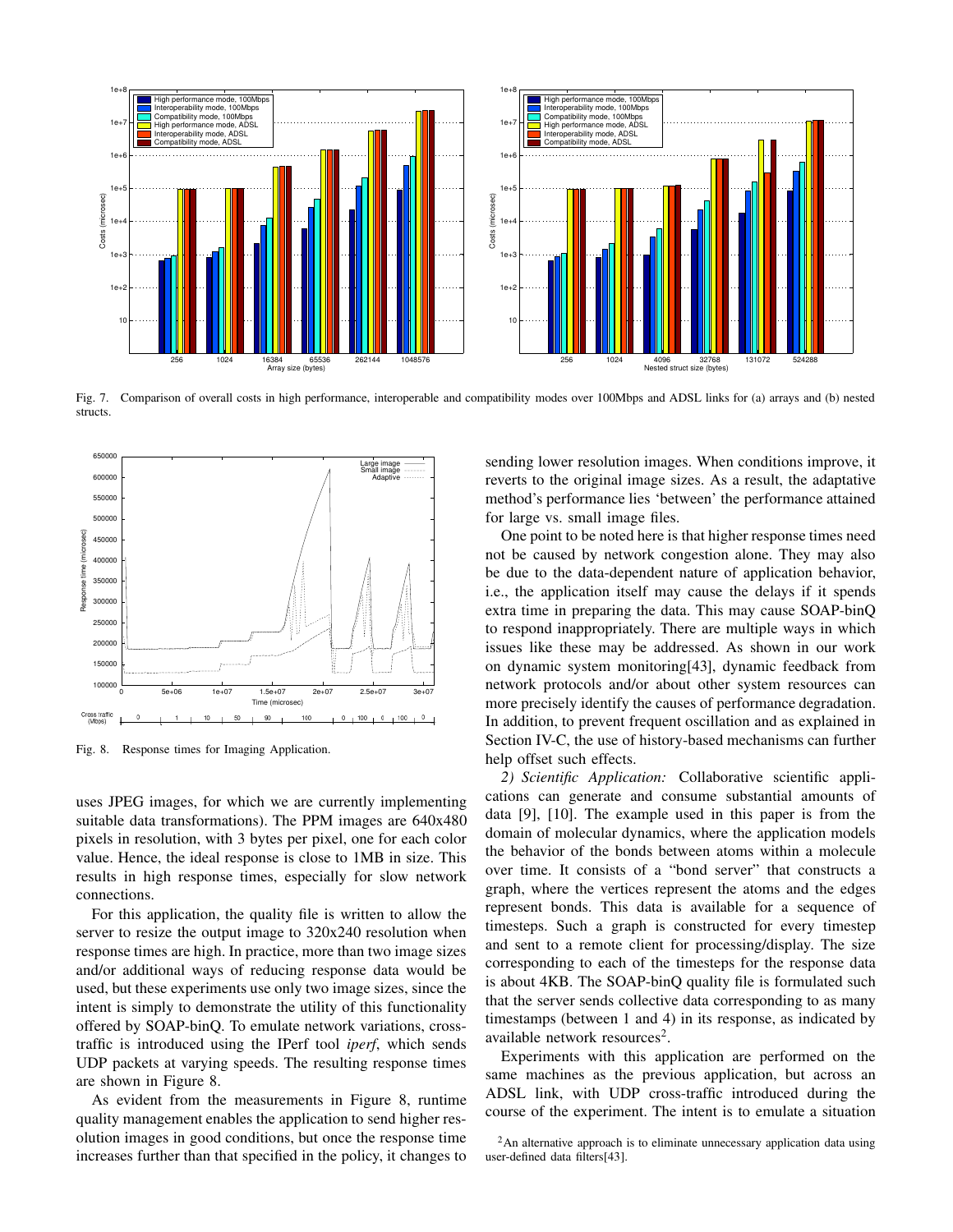1e+8
High performance mode, 100Mbps
Interoperability mode, 100Mbps
Compatibility mode, 100Mbps
High performance mode, ADSL
Interoperability mode, ADSL
Compatibility mode, ADSL
1e+7
1e+6
1e+5
1e+4
1e+3
1e+2
10
Costs (microsec)
256 1024 16384 65536 262144 1048576
Array size (bytes)

1e+8
High performance mode, 100Mbps
Interoperability mode, 100Mbps
Compatibility mode, 100Mbps
High performance mode, ADSL
Interoperability mode, ADSL
Compatibility mode, ADSL
1e+7
1e+6
1e+5
1e+4
1e+3
1e+2
10
Costs (microsec)
256 1024 4096 32768 131072 524288
Nested struct size (bytes)

Fig. 7. Comparison of overall costs in high performance, interoperable and compatibility modes over 100Mbps and ADSL links for (a) arrays and (b) nested structs.

650000
600000
550000
500000
450000
400000
350000
300000
250000
200000
150000
100000
Response time (microsec)
Large image
Small image
Adaptive
0 5e+06 1e+07 1.5e+07 2e+07 2.5e+07 3e+07
Time (microsec)
Cross traffic (Mbps)
0 1 10 50 90 100 0 100 0 100 0

Fig. 8. Response times for Imaging Application.

uses JPEG images, for which we are currently implementing suitable data transformations). The PPM images are 640x480 pixels in resolution, with 3 bytes per pixel, one for each color value. Hence, the ideal response is close to 1MB in size. This results in high response times, especially for slow network connections.

For this application, the quality file is written to allow the server to resize the output image to 320x240 resolution when response times are high. In practice, more than two image sizes and/or additional ways of reducing response data would be used, but these experiments use only two image sizes, since the intent is simply to demonstrate the utility of this functionality offered by SOAP-binQ. To emulate network variations, cross-traffic is introduced using the IPerf tool *iperf*, which sends UDP packets at varying speeds. The resulting response times are shown in Figure 8.

As evident from the measurements in Figure 8, runtime quality management enables the application to send higher resolution images in good conditions, but once the response time increases further than that specified in the policy, it changes to sending lower resolution images. When conditions improve, it reverts to the original image sizes. As a result, the adaptative method's performance lies 'between' the performance attained for large vs. small image files.

One point to be noted here is that higher response times need not be caused by network congestion alone. They may also be due to the data-dependent nature of application behavior, i.e., the application itself may cause the delays if it spends extra time in preparing the data. This may cause SOAP-binQ to respond inappropriately. There are multiple ways in which issues like these may be addressed. As shown in our work on dynamic system monitoring[43], dynamic feedback from network protocols and/or about other system resources can more precisely identify the causes of performance degradation. In addition, to prevent frequent oscillation and as explained in Section IV-C, the use of history-based mechanisms can further help offset such effects.

*2) Scientific Application:* Collaborative scientific applications can generate and consume substantial amounts of data [9], [10]. The example used in this paper is from the domain of molecular dynamics, where the application models the behavior of the bonds between atoms within a molecule over time. It consists of a "bond server" that constructs a graph, where the vertices represent the atoms and the edges represent bonds. This data is available for a sequence of timesteps. Such a graph is constructed for every timestep and sent to a remote client for processing/display. The size corresponding to each of the timesteps for the response data is about 4KB. The SOAP-binQ quality file is formulated such that the server sends collective data corresponding to as many timestamps (between 1 and 4) in its response, as indicated by available network resources[2].

Experiments with this application are performed on the same machines as the previous application, but across an ADSL link, with UDP cross-traffic introduced during the course of the experiment. The intent is to emulate a situation

[2]An alternative approach is to eliminate unnecessary application data using user-defined data filters[43].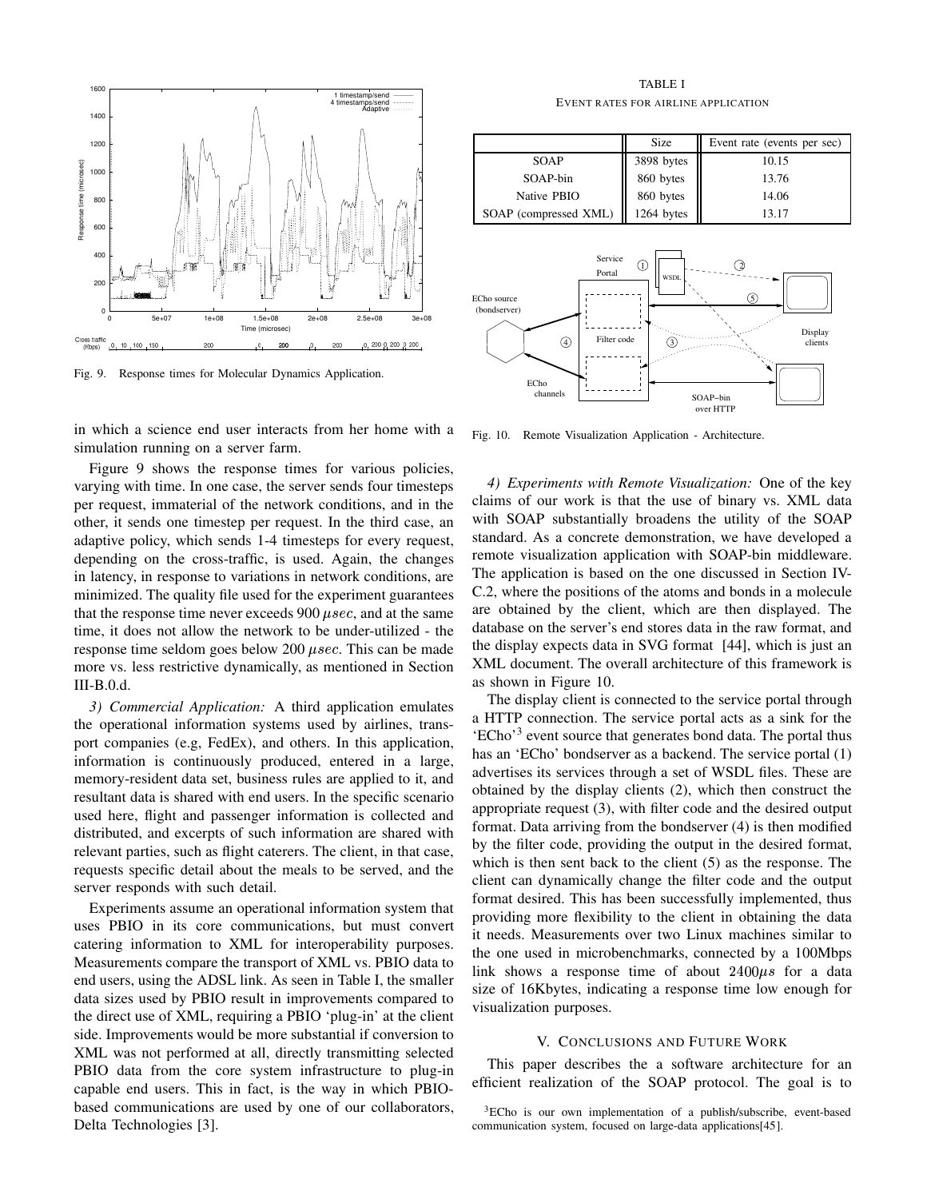1600

1 timestamp/send
4 timestamps/send
Adaptive

1400

1200

1000

800

600

400

200

0

Response time (microsec)

0 5e+07 1e+08 1.5e+08 2e+08 2.5e+08 3e+08

Time (microsec)

Cross traffic (Kbps) 0 10 100 150 200 0 200 0 200 0 200 0 200 0 200

Fig. 9. Response times for Molecular Dynamics Application.

in which a science end user interacts from her home with a simulation running on a server farm.

Figure 9 shows the response times for various policies, varying with time. In one case, the server sends four timesteps per request, immaterial of the network conditions, and in the other, it sends one timestep per request. In the third case, an adaptive policy, which sends 1-4 timesteps for every request, depending on the cross-traffic, is used. Again, the changes in latency, in response to variations in network conditions, are minimized. The quality file used for the experiment guarantees that the response time never exceeds 900 $\mu sec$, and at the same time, it does not allow the network to be under-utilized - the response time seldom goes below 200 $\mu sec$. This can be made more vs. less restrictive dynamically, as mentioned in Section III-B.0.d.

*3) Commercial Application:* A third application emulates the operational information systems used by airlines, transport companies (e.g, FedEx), and others. In this application, information is continuously produced, entered in a large, memory-resident data set, business rules are applied to it, and resultant data is shared with end users. In the specific scenario used here, flight and passenger information is collected and distributed, and excerpts of such information are shared with relevant parties, such as flight caterers. The client, in that case, requests specific detail about the meals to be served, and the server responds with such detail.

Experiments assume an operational information system that uses PBIO in its core communications, but must convert catering information to XML for interoperability purposes. Measurements compare the transport of XML vs. PBIO data to end users, using the ADSL link. As seen in Table I, the smaller data sizes used by PBIO result in improvements compared to the direct use of XML, requiring a PBIO 'plug-in' at the client side. Improvements would be more substantial if conversion to XML was not performed at all, directly transmitting selected PBIO data from the core system infrastructure to plug-in capable end users. This in fact, is the way in which PBIO-based communications are used by one of our collaborators, Delta Technologies [3].

TABLE I
EVENT RATES FOR AIRLINE APPLICATION

| | Size | Event rate (events per sec) |
|---|---|---|
| SOAP | 3898 bytes | 10.15 |
| SOAP-bin | 860 bytes | 13.76 |
| Native PBIO | 860 bytes | 14.06 |
| SOAP (compressed XML) | 1264 bytes | 13.17 |

Service Portal
WSDL
ECho source (bondserver)
Filter code
ECho channels
Display clients
SOAP–bin over HTTP
1 2 3 4 5

Fig. 10. Remote Visualization Application - Architecture.

*4) Experiments with Remote Visualization:* One of the key claims of our work is that the use of binary vs. XML data with SOAP substantially broadens the utility of the SOAP standard. As a concrete demonstration, we have developed a remote visualization application with SOAP-bin middleware. The application is based on the one discussed in Section IV-C.2, where the positions of the atoms and bonds in a molecule are obtained by the client, which are then displayed. The database on the server's end stores data in the raw format, and the display expects data in SVG format [44], which is just an XML document. The overall architecture of this framework is as shown in Figure 10.

The display client is connected to the service portal through a HTTP connection. The service portal acts as a sink for the 'ECho'[3] event source that generates bond data. The portal thus has an 'ECho' bondserver as a backend. The service portal (1) advertises its services through a set of WSDL files. These are obtained by the display clients (2), which then construct the appropriate request (3), with filter code and the desired output format. Data arriving from the bondserver (4) is then modified by the filter code, providing the output in the desired format, which is then sent back to the client (5) as the response. The client can dynamically change the filter code and the output format desired. This has been successfully implemented, thus providing more flexibility to the client in obtaining the data it needs. Measurements over two Linux machines similar to the one used in microbenchmarks, connected by a 100Mbps link shows a response time of about $2400\mu s$ for a data size of 16Kbytes, indicating a response time low enough for visualization purposes.

## V. Conclusions and Future Work

This paper describes the a software architecture for an efficient realization of the SOAP protocol. The goal is to

[3]ECho is our own implementation of a publish/subscribe, event-based communication system, focused on large-data applications[45].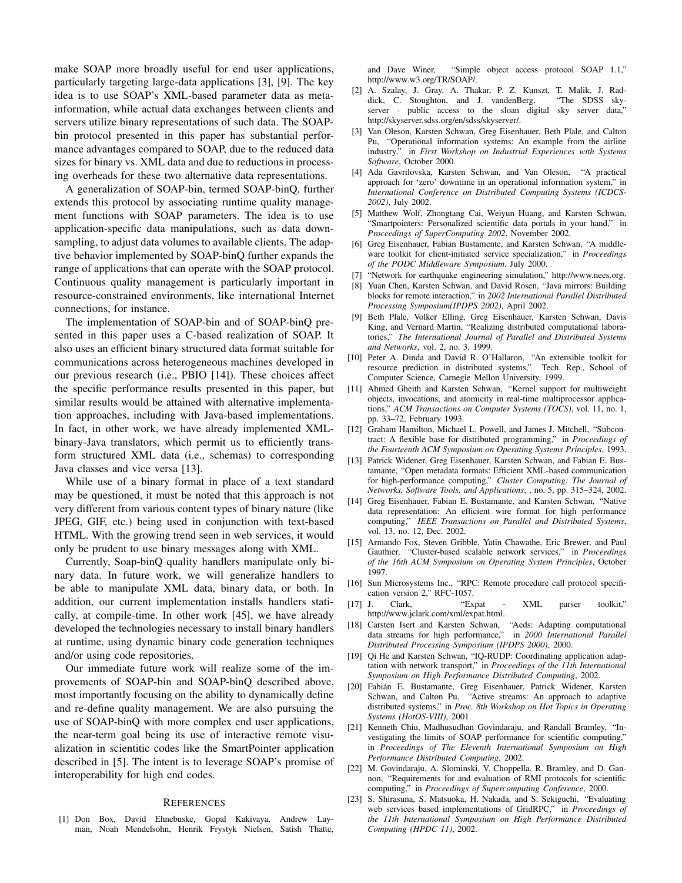make SOAP more broadly useful for end user applications, particularly targeting large-data applications [3], [9]. The key idea is to use SOAP's XML-based parameter data as meta-information, while actual data exchanges between clients and servers utilize binary representations of such data. The SOAP-bin protocol presented in this paper has substantial performance advantages compared to SOAP, due to the reduced data sizes for binary vs. XML data and due to reductions in processing overheads for these two alternative data representations.

A generalization of SOAP-bin, termed SOAP-binQ, further extends this protocol by associating runtime quality management functions with SOAP parameters. The idea is to use application-specific data manipulations, such as data downsampling, to adjust data volumes to available clients. The adaptive behavior implemented by SOAP-binQ further expands the range of applications that can operate with the SOAP protocol. Continuous quality management is particularly important in resource-constrained environments, like international Internet connections, for instance.

The implementation of SOAP-bin and of SOAP-binQ presented in this paper uses a C-based realization of SOAP. It also uses an efficient binary structured data format suitable for communications across heterogeneous machines developed in our previous research (i.e., PBIO [14]). These choices affect the specific performance results presented in this paper, but similar results would be attained with alternative implementation approaches, including with Java-based implementations. In fact, in other work, we have already implemented XML-binary-Java translators, which permit us to efficiently transform structured XML data (i.e., schemas) to corresponding Java classes and vice versa [13].

While use of a binary format in place of a text standard may be questioned, it must be noted that this approach is not very different from various content types of binary nature (like JPEG, GIF, etc.) being used in conjunction with text-based HTML. With the growing trend seen in web services, it would only be prudent to use binary messages along with XML.

Currently, Soap-binQ quality handlers manipulate only binary data. In future work, we will generalize handlers to be able to manipulate XML data, binary data, or both. In addition, our current implementation installs handlers statically, at compile-time. In other work [45], we have already developed the technologies necessary to install binary handlers at runtime, using dynamic binary code generation techniques and/or using code repositories.

Our immediate future work will realize some of the improvements of SOAP-bin and SOAP-binQ described above, most importantly focusing on the ability to dynamically define and re-define quality management. We are also pursuing the use of SOAP-binQ with more complex end user applications, the near-term goal being its use of interactive remote visualization in scientitic codes like the SmartPointer application described in [5]. The intent is to leverage SOAP's promise of interoperability for high end codes.

## References

[1] Don Box, David Ehnebuske, Gopal Kakivaya, Andrew Layman, Noah Mendelsohn, Henrik Frystyk Nielsen, Satish Thatte, and Dave Winer, "Simple object access protocol SOAP 1.1," http://www.w3.org/TR/SOAP/.

[2] A. Szalay, J. Gray, A. Thakar, P. Z. Kunszt, T. Malik, J. Raddick, C. Stoughton, and J. vandenBerg, "The SDSS skyserver - public access to the sloan digital sky server data," http://skyserver.sdss.org/en/sdss/skyserver/.

[3] Van Oleson, Karsten Schwan, Greg Eisenhauer, Beth Plale, and Calton Pu, "Operational information systems: An example from the airline industry," in *First Workshop on Industrial Experiences with Systems Software*, October 2000.

[4] Ada Gavrilovska, Karsten Schwan, and Van Oleson, "A practical approach for 'zero' downtime in an operational information system," in *International Conference on Distributed Computing Systems (ICDCS-2002)*, July 2002.

[5] Matthew Wolf, Zhongtang Cai, Weiyun Huang, and Karsten Schwan, "Smartpointers: Personalized scientific data portals in your hand," in *Proceedings of SuperComputing 2002*, November 2002.

[6] Greg Eisenhauer, Fabian Bustamente, and Karsten Schwan, "A middleware toolkit for client-initiated service specialization," in *Proceedings of the PODC Middleware Symposium*, July 2000.

[7] "Network for earthquake engineering simulation," http://www.nees.org.

[8] Yuan Chen, Karsten Schwan, and David Rosen, "Java mirrors: Building blocks for remote interaction," in *2002 International Parallel Distributed Processing Symposium(IPDPS 2002)*, April 2002.

[9] Beth Plale, Volker Elling, Greg Eisenhauer, Karsten Schwan, Davis King, and Vernard Martin, "Realizing distributed computational laboratories," *The International Journal of Parallel and Distributed Systems and Networks*, vol. 2, no. 3, 1999.

[10] Peter A. Dinda and David R. O'Hallaron, "An extensible toolkit for resource prediction in distributed systems," Tech. Rep., School of Computer Science, Carnegie Mellon University, 1999.

[11] Ahmed Gheith and Karsten Schwan, "Kernel support for multiweight objects, invocations, and atomicity in real-time multiprocessor applications," *ACM Transactions on Computer Systems (TOCS)*, vol. 11, no. 1, pp. 33–72, February 1993.

[12] Graham Hamilton, Michael L. Powell, and James J. Mitchell, "Subcontract: A flexible base for distributed programming," in *Proceedings of the Fourteenth ACM Symposium on Operating Systems Principles*, 1993.

[13] Patrick Widener, Greg Eisenhauer, Karsten Schwan, and Fabian E. Bustamante, "Open metadata formats: Efficient XML-based communication for high-performance computing," *Cluster Computing: The Journal of Networks, Software Tools, and Applications*, , no. 5, pp. 315–324, 2002.

[14] Greg Eisenhauer, Fabian E. Bustamante, and Karsten Schwan, "Native data representation: An efficient wire format for high performance computing," *IEEE Transactions on Parallel and Distributed Systems*, vol. 13, no. 12, Dec. 2002.

[15] Armando Fox, Steven Gribble, Yatin Chawathe, Eric Brewer, and Paul Gauthier, "Cluster-based scalable network services," in *Proceedings of the 16th ACM Symposium on Operating System Principles*, October 1997.

[16] Sun Microsystems Inc., "RPC: Remote procedure call protocol specification version 2," RFC-1057.

[17] J. Clark, "Expat - XML parser toolkit," http://www.jclark.com/xml/expat.html.

[18] Carsten Isert and Karsten Schwan, "Acds: Adapting computational data streams for high performance," in *2000 International Parallel Distributed Processing Symposium (IPDPS 2000)*, 2000.

[19] Qi He and Karsten Schwan, "IQ-RUDP: Coordinating application adaptation with network transport," in *Proceedings of the 11th International Symposium on High Performance Distributed Computing*, 2002.

[20] Fabián E. Bustamante, Greg Eisenhauer, Patrick Widener, Karsten Schwan, and Calton Pu, "Active streams: An approach to adaptive distributed systems," in *Proc. 8th Workshop on Hot Topics in Operating Systems (HotOS-VIII)*, 2001.

[21] Kenneth Chiu, Madhusudhan Govindaraju, and Randall Bramley, "Investigating the limits of SOAP performance for scientific computing," in *Proceedings of The Eleventh International Symposium on High Performance Distributed Computing*, 2002.

[22] M. Govindaraju, A. Slominski, V. Choppella, R. Bramley, and D. Gannon, "Requirements for and evaluation of RMI protocols for scientific computing," in *Proceedings of Supercomputing Conference*, 2000.

[23] S. Shirasuna, S. Matsuoka, H. Nakada, and S. Sekiguchi, "Evaluating web services based implementations of GridRPC," in *Proceedings of the 11th International Symposium on High Performance Distributed Computing (HPDC 11)*, 2002.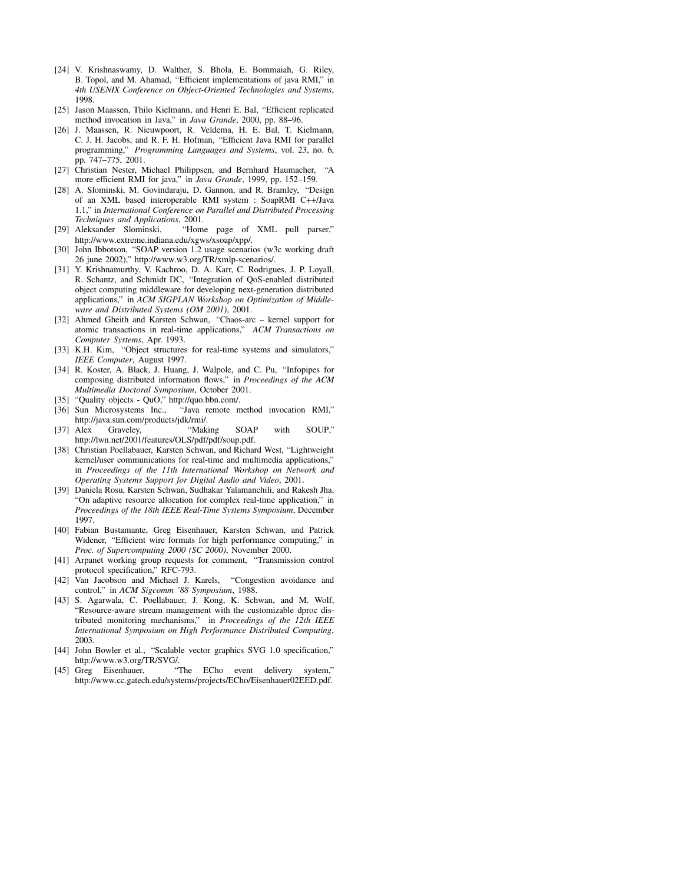[24] V. Krishnaswamy, D. Walther, S. Bhola, E. Bommaiah, G. Riley, B. Topol, and M. Ahamad, "Efficient implementations of java RMI," in *4th USENIX Conference on Object-Oriented Technologies and Systems*, 1998.

[25] Jason Maassen, Thilo Kielmann, and Henri E. Bal, "Efficient replicated method invocation in Java," in *Java Grande*, 2000, pp. 88–96.

[26] J. Maassen, R. Nieuwpoort, R. Veldema, H. E. Bal, T. Kielmann, C. J. H. Jacobs, and R. F. H. Hofman, "Efficient Java RMI for parallel programming," *Programming Languages and Systems*, vol. 23, no. 6, pp. 747–775, 2001.

[27] Christian Nester, Michael Philippsen, and Bernhard Haumacher, "A more efficient RMI for java," in *Java Grande*, 1999, pp. 152–159.

[28] A. Slominski, M. Govindaraju, D. Gannon, and R. Bramley, "Design of an XML based interoperable RMI system : SoapRMI C++/Java 1.1," in *International Conference on Parallel and Distributed Processing Techniques and Applications*, 2001.

[29] Aleksander Slominski, "Home page of XML pull parser," http://www.extreme.indiana.edu/xgws/xsoap/xpp/.

[30] John Ibbotson, "SOAP version 1.2 usage scenarios (w3c working draft 26 june 2002)," http://www.w3.org/TR/xmlp-scenarios/.

[31] Y. Krishnamurthy, V. Kachroo, D. A. Karr, C. Rodrigues, J. P. Loyall, R. Schantz, and Schmidt DC, "Integration of QoS-enabled distributed object computing middleware for developing next-generation distributed applications," in *ACM SIGPLAN Workshop on Optimization of Middleware and Distributed Systems (OM 2001)*, 2001.

[32] Ahmed Gheith and Karsten Schwan, "Chaos-arc – kernel support for atomic transactions in real-time applications," *ACM Transactions on Computer Systems*, Apr. 1993.

[33] K.H. Kim, "Object structures for real-time systems and simulators," *IEEE Computer*, August 1997.

[34] R. Koster, A. Black, J. Huang, J. Walpole, and C. Pu, "Infopipes for composing distributed information flows," in *Proceedings of the ACM Multimedia Doctoral Symposium*, October 2001.

[35] "Quality objects - QuO," http://quo.bbn.com/.

[36] Sun Microsystems Inc., "Java remote method invocation RMI," http://java.sun.com/products/jdk/rmi/.

[37] Alex Graveley, "Making SOAP with SOUP," http://lwn.net/2001/features/OLS/pdf/pdf/soup.pdf.

[38] Christian Poellabauer, Karsten Schwan, and Richard West, "Lightweight kernel/user communications for real-time and multimedia applications," in *Proceedings of the 11th International Workshop on Network and Operating Systems Support for Digital Audio and Video*, 2001.

[39] Daniela Rosu, Karsten Schwan, Sudhakar Yalamanchili, and Rakesh Jha, "On adaptive resource allocation for complex real-time application," in *Proceedings of the 18th IEEE Real-Time Systems Symposium*, December 1997.

[40] Fabian Bustamante, Greg Eisenhauer, Karsten Schwan, and Patrick Widener, "Efficient wire formats for high performance computing," in *Proc. of Supercomputing 2000 (SC 2000)*, November 2000.

[41] Arpanet working group requests for comment, "Transmission control protocol specification," RFC-793.

[42] Van Jacobson and Michael J. Karels, "Congestion avoidance and control," in *ACM Sigcomm '88 Symposium*, 1988.

[43] S. Agarwala, C. Poellabauer, J. Kong, K. Schwan, and M. Wolf, "Resource-aware stream management with the customizable dproc distributed monitoring mechanisms," in *Proceedings of the 12th IEEE International Symposium on High Performance Distributed Computing*, 2003.

[44] John Bowler et al., "Scalable vector graphics SVG 1.0 specification," http://www.w3.org/TR/SVG/.

[45] Greg Eisenhauer, "The ECho event delivery system," http://www.cc.gatech.edu/systems/projects/ECho/Eisenhauer02EED.pdf.